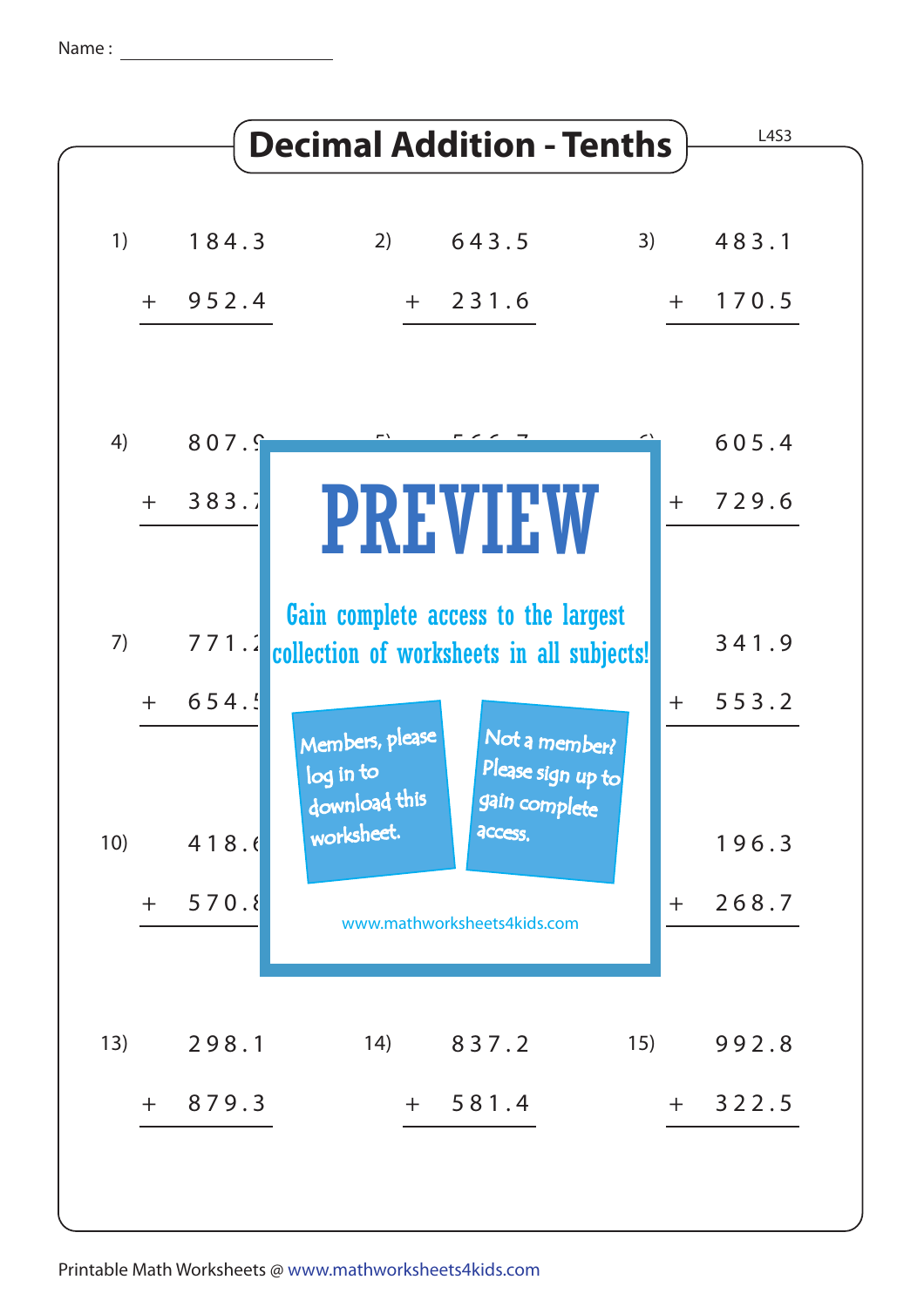Name : ____________________

# Decimal Addition - Tenths

L4S3

1) $184.3 + 952.4$

2) $643.5 + 231.6$

3) $483.1 + 170.5$

4) $807.9 + 383.7$

5)

6) $605.4 + 729.6$

7) $771.2 + 654.5$

8)

9) $341.9 + 553.2$

10) $418.6 + 570.8$

11)

12) $196.3 + 268.7$

13) $298.1 + 879.3$

14) $837.2 + 581.4$

15) $992.8 + 322.5$

PREVIEW

Gain complete access to the largest collection of worksheets in all subjects!

Members, please log in to download this worksheet.

Not a member? Please sign up to gain complete access.

www.mathworksheets4kids.com

Printable Math Worksheets @ www.mathworksheets4kids.com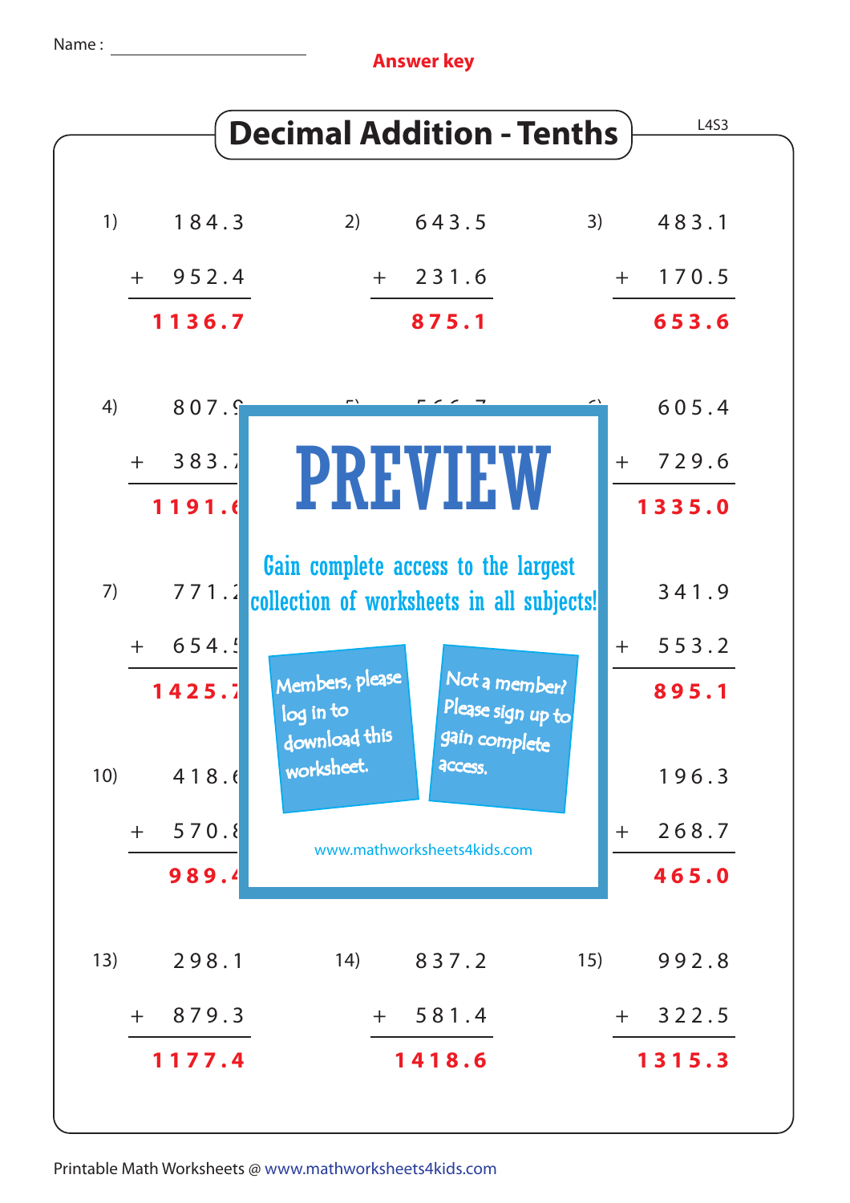Name : ______________________

**Answer key**

# Decimal Addition - Tenths

L4S3

1) 184.3 + 952.4 = **1136.7**

2) 643.5 + 231.6 = **875.1**

3) 483.1 + 170.5 = **653.6**

4) 807.9 + 383.7 = **1191.6**

5) 566.7 + ...

6) 605.4 + 729.6 = **1335.0**

7) 771.2 + 654.5 = **1425.7**

8) ...

9) 341.9 + 553.2 = **895.1**

10) 418.6 + 570.8 = **989.4**

11) ...

12) 196.3 + 268.7 = **465.0**

13) 298.1 + 879.3 = **1177.4**

14) 837.2 + 581.4 = **1418.6**

15) 992.8 + 322.5 = **1315.3**

PREVIEW

Gain complete access to the largest collection of worksheets in all subjects!

Members, please log in to download this worksheet.

Not a member? Please sign up to gain complete access.

www.mathworksheets4kids.com

Printable Math Worksheets @ www.mathworksheets4kids.com